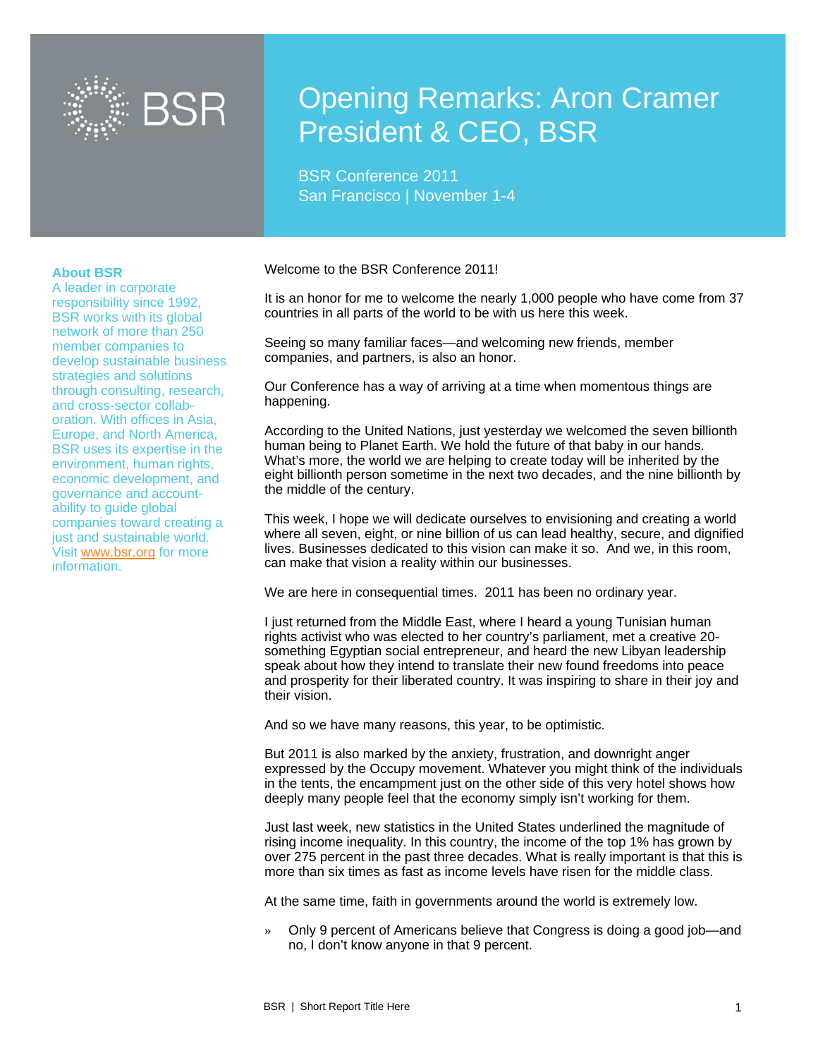# Opening Remarks: Aron Cramer President & CEO, BSR

BSR Conference 2011
San Francisco | November 1-4

**About BSR**

A leader in corporate responsibility since 1992, BSR works with its global network of more than 250 member companies to develop sustainable business strategies and solutions through consulting, research, and cross-sector collaboration. With offices in Asia, Europe, and North America, BSR uses its expertise in the environment, human rights, economic development, and governance and accountability to guide global companies toward creating a just and sustainable world. Visit www.bsr.org for more information.

Welcome to the BSR Conference 2011!

It is an honor for me to welcome the nearly 1,000 people who have come from 37 countries in all parts of the world to be with us here this week.

Seeing so many familiar faces—and welcoming new friends, member companies, and partners, is also an honor.

Our Conference has a way of arriving at a time when momentous things are happening.

According to the United Nations, just yesterday we welcomed the seven billionth human being to Planet Earth. We hold the future of that baby in our hands. What's more, the world we are helping to create today will be inherited by the eight billionth person sometime in the next two decades, and the nine billionth by the middle of the century.

This week, I hope we will dedicate ourselves to envisioning and creating a world where all seven, eight, or nine billion of us can lead healthy, secure, and dignified lives. Businesses dedicated to this vision can make it so. And we, in this room, can make that vision a reality within our businesses.

We are here in consequential times. 2011 has been no ordinary year.

I just returned from the Middle East, where I heard a young Tunisian human rights activist who was elected to her country's parliament, met a creative 20-something Egyptian social entrepreneur, and heard the new Libyan leadership speak about how they intend to translate their new found freedoms into peace and prosperity for their liberated country. It was inspiring to share in their joy and their vision.

And so we have many reasons, this year, to be optimistic.

But 2011 is also marked by the anxiety, frustration, and downright anger expressed by the Occupy movement. Whatever you might think of the individuals in the tents, the encampment just on the other side of this very hotel shows how deeply many people feel that the economy simply isn't working for them.

Just last week, new statistics in the United States underlined the magnitude of rising income inequality. In this country, the income of the top 1% has grown by over 275 percent in the past three decades. What is really important is that this is more than six times as fast as income levels have risen for the middle class.

At the same time, faith in governments around the world is extremely low.

- Only 9 percent of Americans believe that Congress is doing a good job—and no, I don't know anyone in that 9 percent.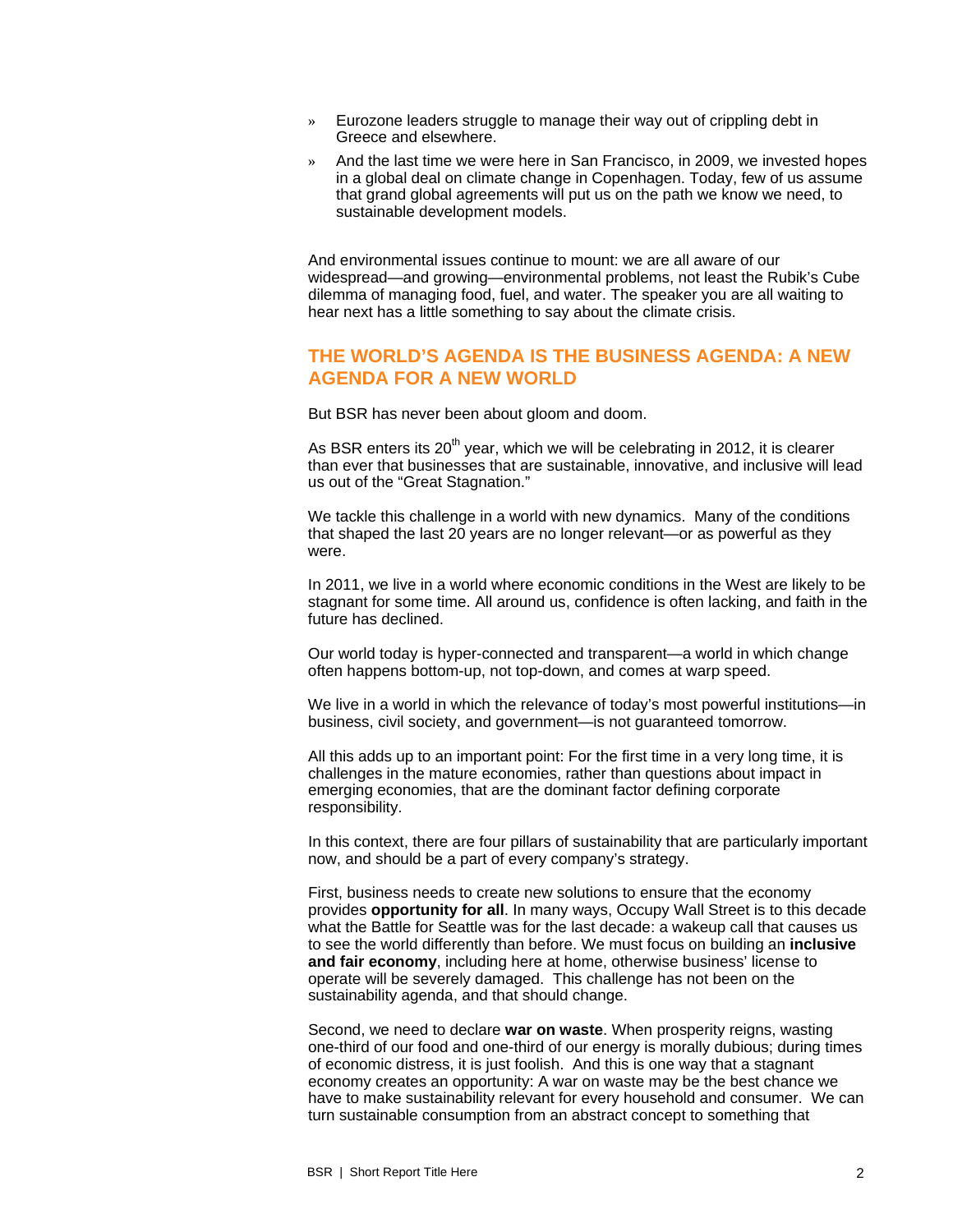- Eurozone leaders struggle to manage their way out of crippling debt in Greece and elsewhere.
- And the last time we were here in San Francisco, in 2009, we invested hopes in a global deal on climate change in Copenhagen. Today, few of us assume that grand global agreements will put us on the path we know we need, to sustainable development models.

And environmental issues continue to mount: we are all aware of our widespread—and growing—environmental problems, not least the Rubik's Cube dilemma of managing food, fuel, and water. The speaker you are all waiting to hear next has a little something to say about the climate crisis.

## THE WORLD'S AGENDA IS THE BUSINESS AGENDA: A NEW AGENDA FOR A NEW WORLD

But BSR has never been about gloom and doom.

As BSR enters its 20th year, which we will be celebrating in 2012, it is clearer than ever that businesses that are sustainable, innovative, and inclusive will lead us out of the "Great Stagnation."

We tackle this challenge in a world with new dynamics. Many of the conditions that shaped the last 20 years are no longer relevant—or as powerful as they were.

In 2011, we live in a world where economic conditions in the West are likely to be stagnant for some time. All around us, confidence is often lacking, and faith in the future has declined.

Our world today is hyper-connected and transparent—a world in which change often happens bottom-up, not top-down, and comes at warp speed.

We live in a world in which the relevance of today's most powerful institutions—in business, civil society, and government—is not guaranteed tomorrow.

All this adds up to an important point: For the first time in a very long time, it is challenges in the mature economies, rather than questions about impact in emerging economies, that are the dominant factor defining corporate responsibility.

In this context, there are four pillars of sustainability that are particularly important now, and should be a part of every company's strategy.

First, business needs to create new solutions to ensure that the economy provides **opportunity for all**. In many ways, Occupy Wall Street is to this decade what the Battle for Seattle was for the last decade: a wakeup call that causes us to see the world differently than before. We must focus on building an **inclusive and fair economy**, including here at home, otherwise business' license to operate will be severely damaged. This challenge has not been on the sustainability agenda, and that should change.

Second, we need to declare **war on waste**. When prosperity reigns, wasting one-third of our food and one-third of our energy is morally dubious; during times of economic distress, it is just foolish. And this is one way that a stagnant economy creates an opportunity: A war on waste may be the best chance we have to make sustainability relevant for every household and consumer. We can turn sustainable consumption from an abstract concept to something that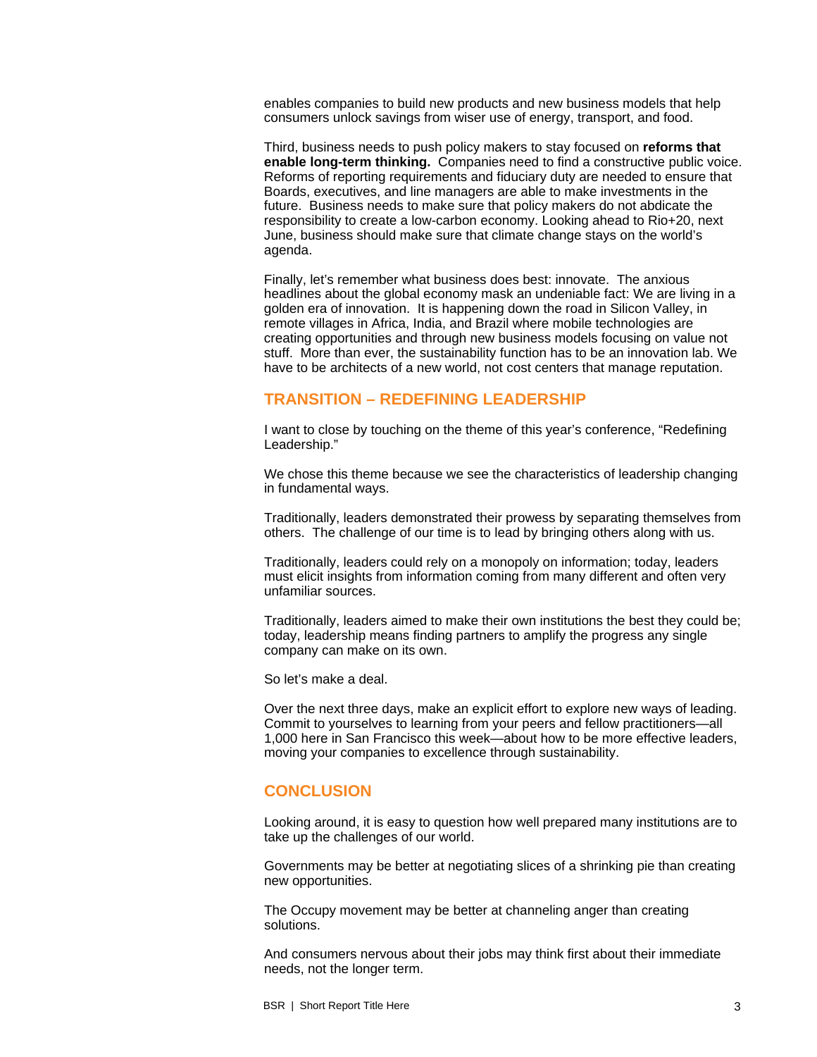enables companies to build new products and new business models that help consumers unlock savings from wiser use of energy, transport, and food.

Third, business needs to push policy makers to stay focused on **reforms that enable long-term thinking.** Companies need to find a constructive public voice. Reforms of reporting requirements and fiduciary duty are needed to ensure that Boards, executives, and line managers are able to make investments in the future. Business needs to make sure that policy makers do not abdicate the responsibility to create a low-carbon economy. Looking ahead to Rio+20, next June, business should make sure that climate change stays on the world's agenda.

Finally, let's remember what business does best: innovate. The anxious headlines about the global economy mask an undeniable fact: We are living in a golden era of innovation. It is happening down the road in Silicon Valley, in remote villages in Africa, India, and Brazil where mobile technologies are creating opportunities and through new business models focusing on value not stuff. More than ever, the sustainability function has to be an innovation lab. We have to be architects of a new world, not cost centers that manage reputation.

## TRANSITION – REDEFINING LEADERSHIP

I want to close by touching on the theme of this year's conference, "Redefining Leadership."

We chose this theme because we see the characteristics of leadership changing in fundamental ways.

Traditionally, leaders demonstrated their prowess by separating themselves from others. The challenge of our time is to lead by bringing others along with us.

Traditionally, leaders could rely on a monopoly on information; today, leaders must elicit insights from information coming from many different and often very unfamiliar sources.

Traditionally, leaders aimed to make their own institutions the best they could be; today, leadership means finding partners to amplify the progress any single company can make on its own.

So let's make a deal.

Over the next three days, make an explicit effort to explore new ways of leading. Commit to yourselves to learning from your peers and fellow practitioners—all 1,000 here in San Francisco this week—about how to be more effective leaders, moving your companies to excellence through sustainability.

## CONCLUSION

Looking around, it is easy to question how well prepared many institutions are to take up the challenges of our world.

Governments may be better at negotiating slices of a shrinking pie than creating new opportunities.

The Occupy movement may be better at channeling anger than creating solutions.

And consumers nervous about their jobs may think first about their immediate needs, not the longer term.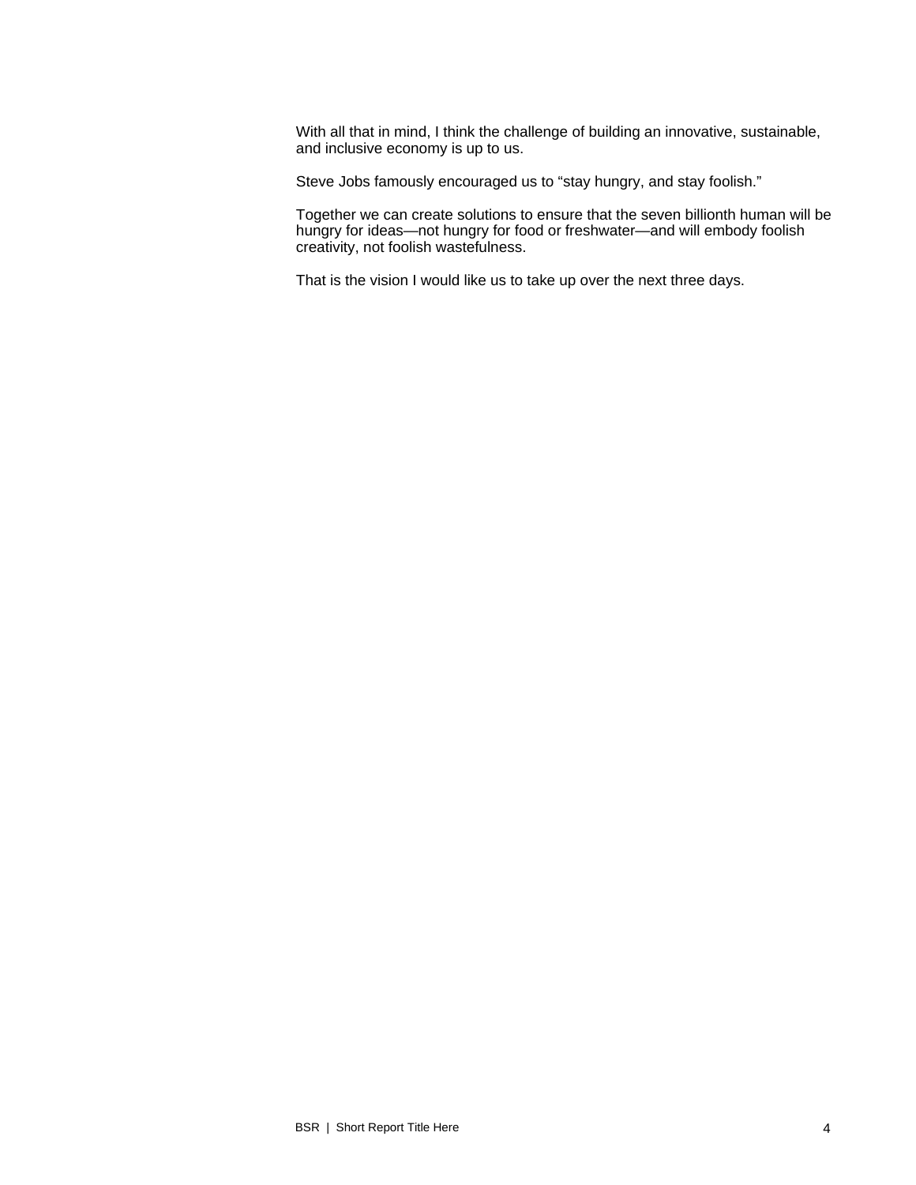With all that in mind, I think the challenge of building an innovative, sustainable, and inclusive economy is up to us.

Steve Jobs famously encouraged us to “stay hungry, and stay foolish.”

Together we can create solutions to ensure that the seven billionth human will be hungry for ideas—not hungry for food or freshwater—and will embody foolish creativity, not foolish wastefulness.

That is the vision I would like us to take up over the next three days.